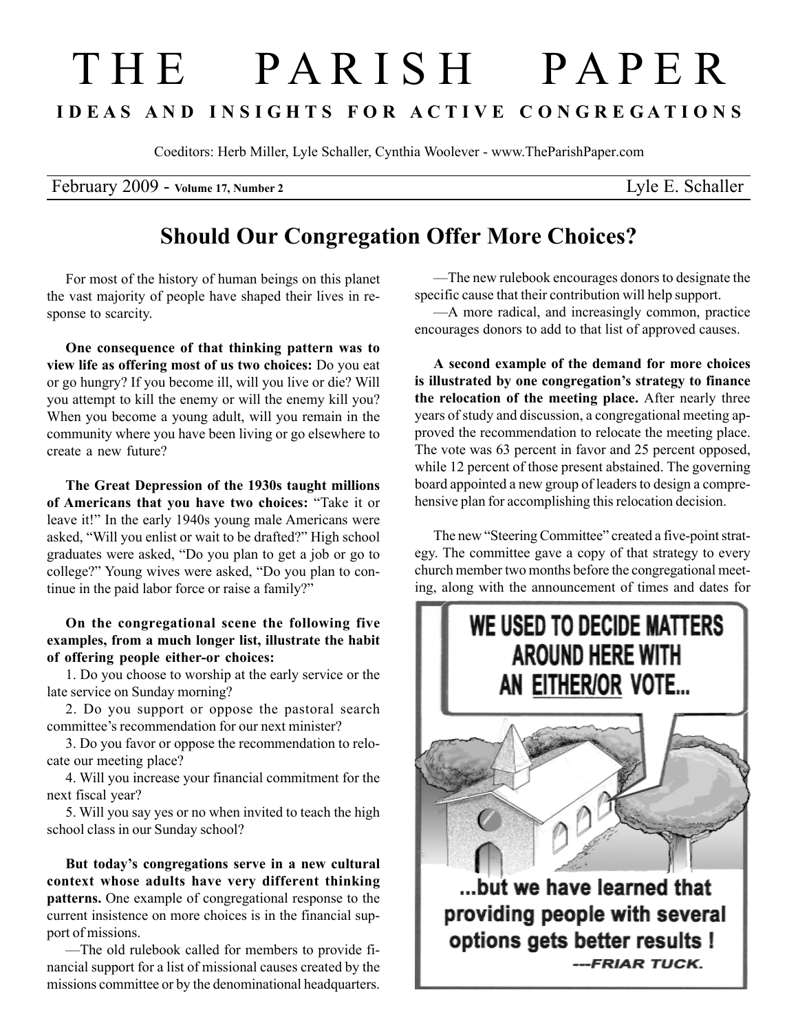# THE PARISH PAPER

**IDEAS AND INSIGHTS FOR ACTIVE CONGREGATIONS**

Coeditors: Herb Miller, Lyle Schaller, Cynthia Woolever - www.TheParishPaper.com

February 2009 - **Volume 17, Number 2** — Lyle E. Schaller

## Should Our Congregation Offer More Choices?

For most of the history of human beings on this planet the vast majority of people have shaped their lives in response to scarcity.

**One consequence of that thinking pattern was to view life as offering most of us two choices:** Do you eat or go hungry? If you become ill, will you live or die? Will you attempt to kill the enemy or will the enemy kill you? When you become a young adult, will you remain in the community where you have been living or go elsewhere to create a new future?

**The Great Depression of the 1930s taught millions of Americans that you have two choices:** "Take it or leave it!" In the early 1940s young male Americans were asked, "Will you enlist or wait to be drafted?" High school graduates were asked, "Do you plan to get a job or go to college?" Young wives were asked, "Do you plan to continue in the paid labor force or raise a family?"

**On the congregational scene the following five examples, from a much longer list, illustrate the habit of offering people either-or choices:**

1. Do you choose to worship at the early service or the late service on Sunday morning?
2. Do you support or oppose the pastoral search committee's recommendation for our next minister?
3. Do you favor or oppose the recommendation to relocate our meeting place?
4. Will you increase your financial commitment for the next fiscal year?
5. Will you say yes or no when invited to teach the high school class in our Sunday school?

**But today's congregations serve in a new cultural context whose adults have very different thinking patterns.** One example of congregational response to the current insistence on more choices is in the financial support of missions.

—The old rulebook called for members to provide financial support for a list of missional causes created by the missions committee or by the denominational headquarters.

—The new rulebook encourages donors to designate the specific cause that their contribution will help support.

—A more radical, and increasingly common, practice encourages donors to add to that list of approved causes.

**A second example of the demand for more choices is illustrated by one congregation's strategy to finance the relocation of the meeting place.** After nearly three years of study and discussion, a congregational meeting approved the recommendation to relocate the meeting place. The vote was 63 percent in favor and 25 percent opposed, while 12 percent of those present abstained. The governing board appointed a new group of leaders to design a comprehensive plan for accomplishing this relocation decision.

The new "Steering Committee" created a five-point strategy. The committee gave a copy of that strategy to every church member two months before the congregational meeting, along with the announcement of times and dates for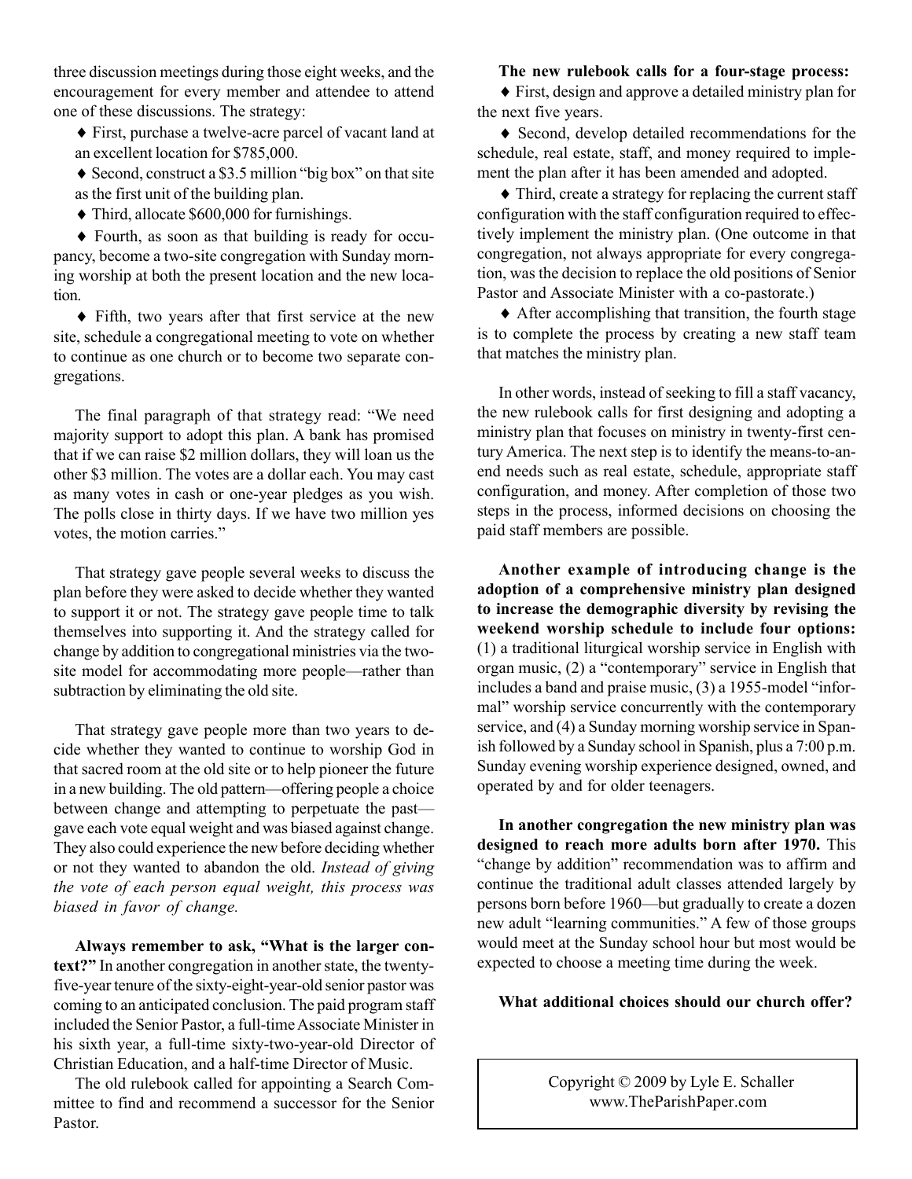three discussion meetings during those eight weeks, and the encouragement for every member and attendee to attend one of these discussions. The strategy:

♦ First, purchase a twelve-acre parcel of vacant land at an excellent location for $785,000.

♦ Second, construct a $3.5 million "big box" on that site as the first unit of the building plan.

♦ Third, allocate $600,000 for furnishings.

♦ Fourth, as soon as that building is ready for occupancy, become a two-site congregation with Sunday morning worship at both the present location and the new location.

♦ Fifth, two years after that first service at the new site, schedule a congregational meeting to vote on whether to continue as one church or to become two separate congregations.

The final paragraph of that strategy read: "We need majority support to adopt this plan. A bank has promised that if we can raise $2 million dollars, they will loan us the other $3 million. The votes are a dollar each. You may cast as many votes in cash or one-year pledges as you wish. The polls close in thirty days. If we have two million yes votes, the motion carries."

That strategy gave people several weeks to discuss the plan before they were asked to decide whether they wanted to support it or not. The strategy gave people time to talk themselves into supporting it. And the strategy called for change by addition to congregational ministries via the two-site model for accommodating more people—rather than subtraction by eliminating the old site.

That strategy gave people more than two years to decide whether they wanted to continue to worship God in that sacred room at the old site or to help pioneer the future in a new building. The old pattern—offering people a choice between change and attempting to perpetuate the past—gave each vote equal weight and was biased against change. They also could experience the new before deciding whether or not they wanted to abandon the old. *Instead of giving the vote of each person equal weight, this process was biased in favor of change.*

**Always remember to ask, "What is the larger context?"** In another congregation in another state, the twenty-five-year tenure of the sixty-eight-year-old senior pastor was coming to an anticipated conclusion. The paid program staff included the Senior Pastor, a full-time Associate Minister in his sixth year, a full-time sixty-two-year-old Director of Christian Education, and a half-time Director of Music.

The old rulebook called for appointing a Search Committee to find and recommend a successor for the Senior Pastor.

**The new rulebook calls for a four-stage process:**

♦ First, design and approve a detailed ministry plan for the next five years.

♦ Second, develop detailed recommendations for the schedule, real estate, staff, and money required to implement the plan after it has been amended and adopted.

♦ Third, create a strategy for replacing the current staff configuration with the staff configuration required to effectively implement the ministry plan. (One outcome in that congregation, not always appropriate for every congregation, was the decision to replace the old positions of Senior Pastor and Associate Minister with a co-pastorate.)

♦ After accomplishing that transition, the fourth stage is to complete the process by creating a new staff team that matches the ministry plan.

In other words, instead of seeking to fill a staff vacancy, the new rulebook calls for first designing and adopting a ministry plan that focuses on ministry in twenty-first century America. The next step is to identify the means-to-an-end needs such as real estate, schedule, appropriate staff configuration, and money. After completion of those two steps in the process, informed decisions on choosing the paid staff members are possible.

**Another example of introducing change is the adoption of a comprehensive ministry plan designed to increase the demographic diversity by revising the weekend worship schedule to include four options:** (1) a traditional liturgical worship service in English with organ music, (2) a "contemporary" service in English that includes a band and praise music, (3) a 1955-model "informal" worship service concurrently with the contemporary service, and (4) a Sunday morning worship service in Spanish followed by a Sunday school in Spanish, plus a 7:00 p.m. Sunday evening worship experience designed, owned, and operated by and for older teenagers.

**In another congregation the new ministry plan was designed to reach more adults born after 1970.** This "change by addition" recommendation was to affirm and continue the traditional adult classes attended largely by persons born before 1960—but gradually to create a dozen new adult "learning communities." A few of those groups would meet at the Sunday school hour but most would be expected to choose a meeting time during the week.

**What additional choices should our church offer?**

Copyright © 2009 by Lyle E. Schaller
www.TheParishPaper.com